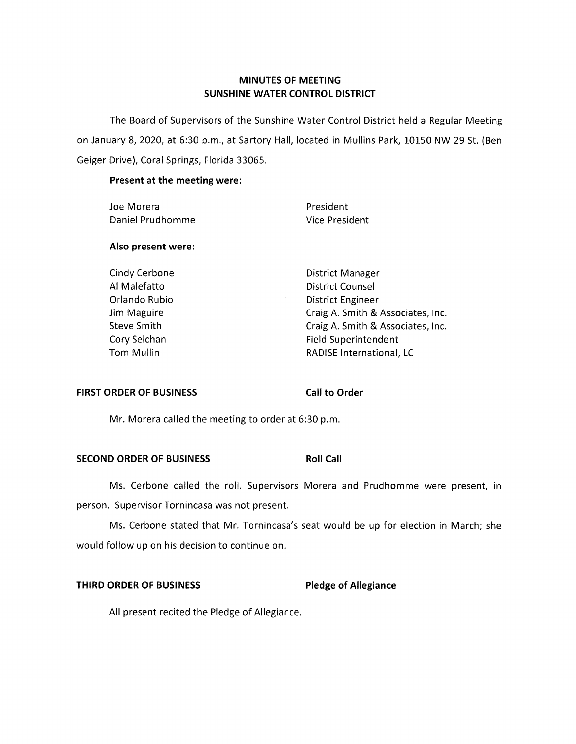# MINUTES OF MEETING
# SUNSHINE WATER CONTROL DISTRICT

The Board of Supervisors of the Sunshine Water Control District held a Regular Meeting on January 8, 2020, at 6:30 p.m., at Sartory Hall, located in Mullins Park, 10150 NW 29 St. (Ben Geiger Drive), Coral Springs, Florida 33065.

**Present at the meeting were:**

| | |
|---|---|
| Joe Morera | President |
| Daniel Prudhomme | Vice President |

**Also present were:**

| | |
|---|---|
| Cindy Cerbone | District Manager |
| Al Malefatto | District Counsel |
| Orlando Rubio | District Engineer |
| Jim Maguire | Craig A. Smith & Associates, Inc. |
| Steve Smith | Craig A. Smith & Associates, Inc. |
| Cory Selchan | Field Superintendent |
| Tom Mullin | RADISE International, LC |

**FIRST ORDER OF BUSINESS** **Call to Order**

Mr. Morera called the meeting to order at 6:30 p.m.

**SECOND ORDER OF BUSINESS** **Roll Call**

Ms. Cerbone called the roll. Supervisors Morera and Prudhomme were present, in person. Supervisor Tornincasa was not present.

Ms. Cerbone stated that Mr. Tornincasa's seat would be up for election in March; she would follow up on his decision to continue on.

**THIRD ORDER OF BUSINESS** **Pledge of Allegiance**

All present recited the Pledge of Allegiance.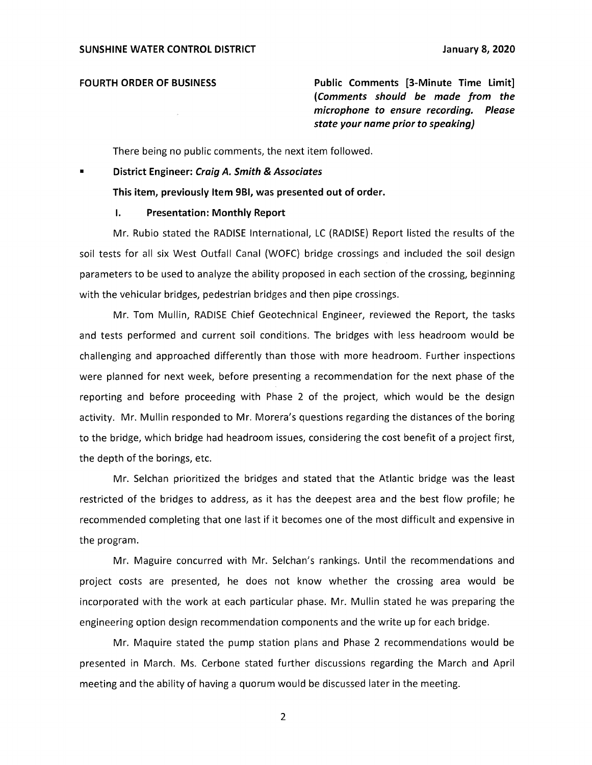**FOURTH ORDER OF BUSINESS** **Public Comments [3-Minute Time Limit] *(Comments should be made from the microphone to ensure recording. Please state your name prior to speaking)***

There being no public comments, the next item followed.

- **District Engineer: *Craig A. Smith & Associates***

  **This item, previously Item 9BI, was presented out of order.**

  **I. Presentation: Monthly Report**

Mr. Rubio stated the RADISE International, LC (RADISE) Report listed the results of the soil tests for all six West Outfall Canal (WOFC) bridge crossings and included the soil design parameters to be used to analyze the ability proposed in each section of the crossing, beginning with the vehicular bridges, pedestrian bridges and then pipe crossings.

Mr. Tom Mullin, RADISE Chief Geotechnical Engineer, reviewed the Report, the tasks and tests performed and current soil conditions. The bridges with less headroom would be challenging and approached differently than those with more headroom. Further inspections were planned for next week, before presenting a recommendation for the next phase of the reporting and before proceeding with Phase 2 of the project, which would be the design activity. Mr. Mullin responded to Mr. Morera's questions regarding the distances of the boring to the bridge, which bridge had headroom issues, considering the cost benefit of a project first, the depth of the borings, etc.

Mr. Selchan prioritized the bridges and stated that the Atlantic bridge was the least restricted of the bridges to address, as it has the deepest area and the best flow profile; he recommended completing that one last if it becomes one of the most difficult and expensive in the program.

Mr. Maguire concurred with Mr. Selchan's rankings. Until the recommendations and project costs are presented, he does not know whether the crossing area would be incorporated with the work at each particular phase. Mr. Mullin stated he was preparing the engineering option design recommendation components and the write up for each bridge.

Mr. Maquire stated the pump station plans and Phase 2 recommendations would be presented in March. Ms. Cerbone stated further discussions regarding the March and April meeting and the ability of having a quorum would be discussed later in the meeting.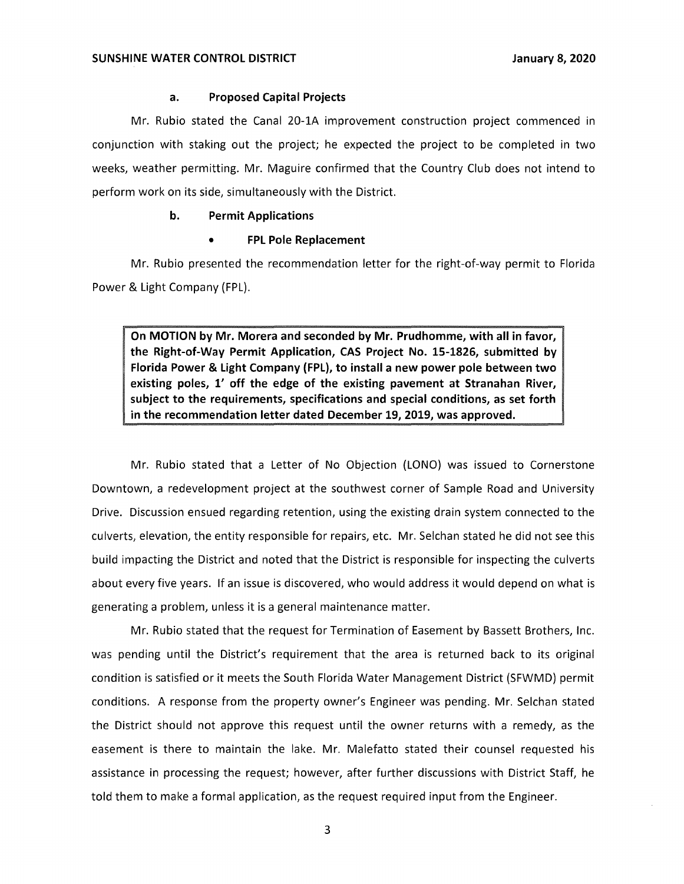### a. Proposed Capital Projects

Mr. Rubio stated the Canal 20-1A improvement construction project commenced in conjunction with staking out the project; he expected the project to be completed in two weeks, weather permitting. Mr. Maguire confirmed that the Country Club does not intend to perform work on its side, simultaneously with the District.

### b. Permit Applications

- **FPL Pole Replacement**

Mr. Rubio presented the recommendation letter for the right-of-way permit to Florida Power & Light Company (FPL).

> **On MOTION by Mr. Morera and seconded by Mr. Prudhomme, with all in favor, the Right-of-Way Permit Application, CAS Project No. 15-1826, submitted by Florida Power & Light Company (FPL), to install a new power pole between two existing poles, 1' off the edge of the existing pavement at Stranahan River, subject to the requirements, specifications and special conditions, as set forth in the recommendation letter dated December 19, 2019, was approved.**

Mr. Rubio stated that a Letter of No Objection (LONO) was issued to Cornerstone Downtown, a redevelopment project at the southwest corner of Sample Road and University Drive. Discussion ensued regarding retention, using the existing drain system connected to the culverts, elevation, the entity responsible for repairs, etc. Mr. Selchan stated he did not see this build impacting the District and noted that the District is responsible for inspecting the culverts about every five years. If an issue is discovered, who would address it would depend on what is generating a problem, unless it is a general maintenance matter.

Mr. Rubio stated that the request for Termination of Easement by Bassett Brothers, Inc. was pending until the District's requirement that the area is returned back to its original condition is satisfied or it meets the South Florida Water Management District (SFWMD) permit conditions. A response from the property owner's Engineer was pending. Mr. Selchan stated the District should not approve this request until the owner returns with a remedy, as the easement is there to maintain the lake. Mr. Malefatto stated their counsel requested his assistance in processing the request; however, after further discussions with District Staff, he told them to make a formal application, as the request required input from the Engineer.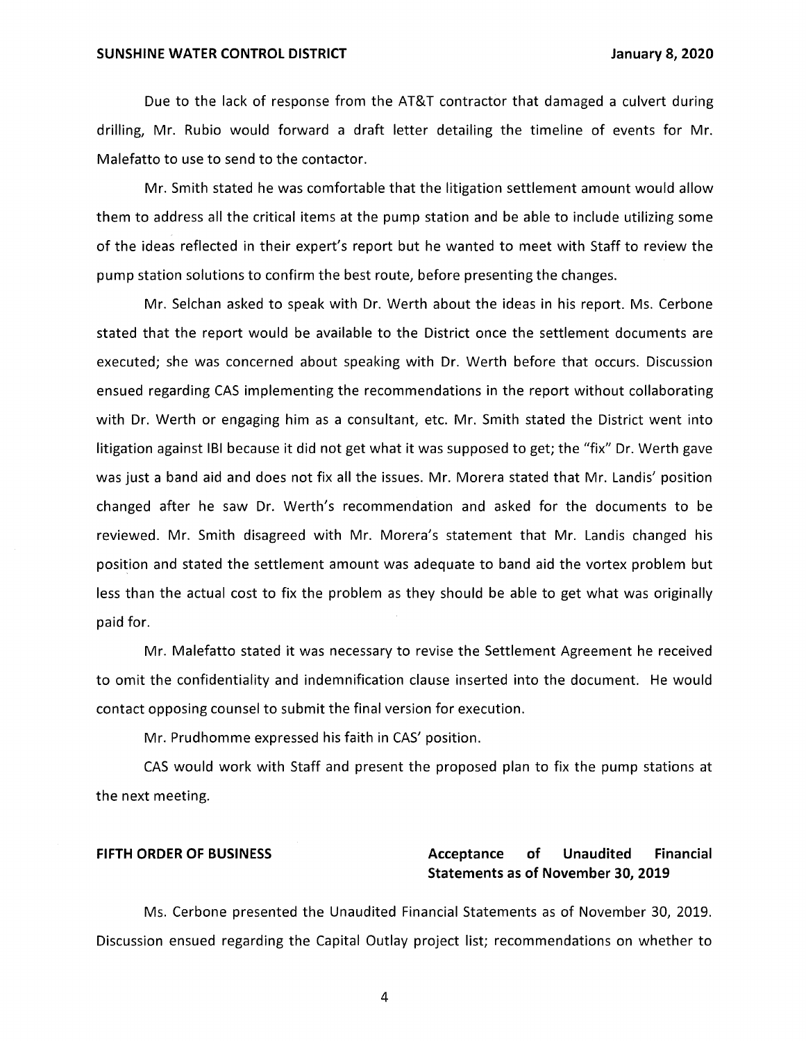Due to the lack of response from the AT&T contractor that damaged a culvert during drilling, Mr. Rubio would forward a draft letter detailing the timeline of events for Mr. Malefatto to use to send to the contactor.

Mr. Smith stated he was comfortable that the litigation settlement amount would allow them to address all the critical items at the pump station and be able to include utilizing some of the ideas reflected in their expert's report but he wanted to meet with Staff to review the pump station solutions to confirm the best route, before presenting the changes.

Mr. Selchan asked to speak with Dr. Werth about the ideas in his report. Ms. Cerbone stated that the report would be available to the District once the settlement documents are executed; she was concerned about speaking with Dr. Werth before that occurs. Discussion ensued regarding CAS implementing the recommendations in the report without collaborating with Dr. Werth or engaging him as a consultant, etc. Mr. Smith stated the District went into litigation against IBI because it did not get what it was supposed to get; the "fix" Dr. Werth gave was just a band aid and does not fix all the issues. Mr. Morera stated that Mr. Landis' position changed after he saw Dr. Werth's recommendation and asked for the documents to be reviewed. Mr. Smith disagreed with Mr. Morera's statement that Mr. Landis changed his position and stated the settlement amount was adequate to band aid the vortex problem but less than the actual cost to fix the problem as they should be able to get what was originally paid for.

Mr. Malefatto stated it was necessary to revise the Settlement Agreement he received to omit the confidentiality and indemnification clause inserted into the document. He would contact opposing counsel to submit the final version for execution.

Mr. Prudhomme expressed his faith in CAS' position.

CAS would work with Staff and present the proposed plan to fix the pump stations at the next meeting.

**FIFTH ORDER OF BUSINESS** | **Acceptance of Unaudited Financial Statements as of November 30, 2019**

Ms. Cerbone presented the Unaudited Financial Statements as of November 30, 2019. Discussion ensued regarding the Capital Outlay project list; recommendations on whether to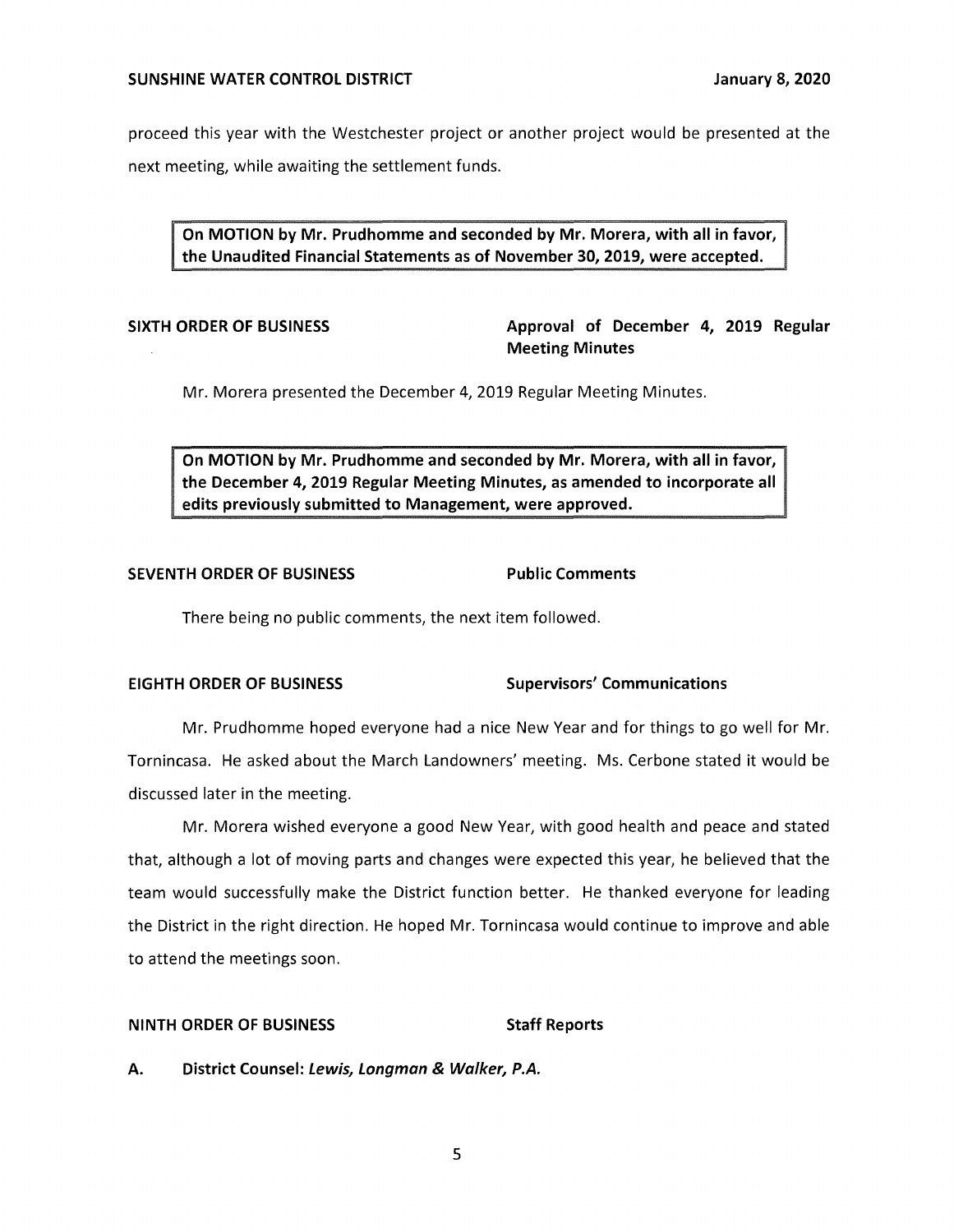proceed this year with the Westchester project or another project would be presented at the next meeting, while awaiting the settlement funds.

**On MOTION by Mr. Prudhomme and seconded by Mr. Morera, with all in favor, the Unaudited Financial Statements as of November 30, 2019, were accepted.**

**SIXTH ORDER OF BUSINESS** **Approval of December 4, 2019 Regular Meeting Minutes**

Mr. Morera presented the December 4, 2019 Regular Meeting Minutes.

**On MOTION by Mr. Prudhomme and seconded by Mr. Morera, with all in favor, the December 4, 2019 Regular Meeting Minutes, as amended to incorporate all edits previously submitted to Management, were approved.**

**SEVENTH ORDER OF BUSINESS** **Public Comments**

There being no public comments, the next item followed.

**EIGHTH ORDER OF BUSINESS** **Supervisors' Communications**

Mr. Prudhomme hoped everyone had a nice New Year and for things to go well for Mr. Tornincasa. He asked about the March Landowners' meeting. Ms. Cerbone stated it would be discussed later in the meeting.

Mr. Morera wished everyone a good New Year, with good health and peace and stated that, although a lot of moving parts and changes were expected this year, he believed that the team would successfully make the District function better. He thanked everyone for leading the District in the right direction. He hoped Mr. Tornincasa would continue to improve and able to attend the meetings soon.

**NINTH ORDER OF BUSINESS** **Staff Reports**

**A. District Counsel: *Lewis, Longman & Walker, P.A.***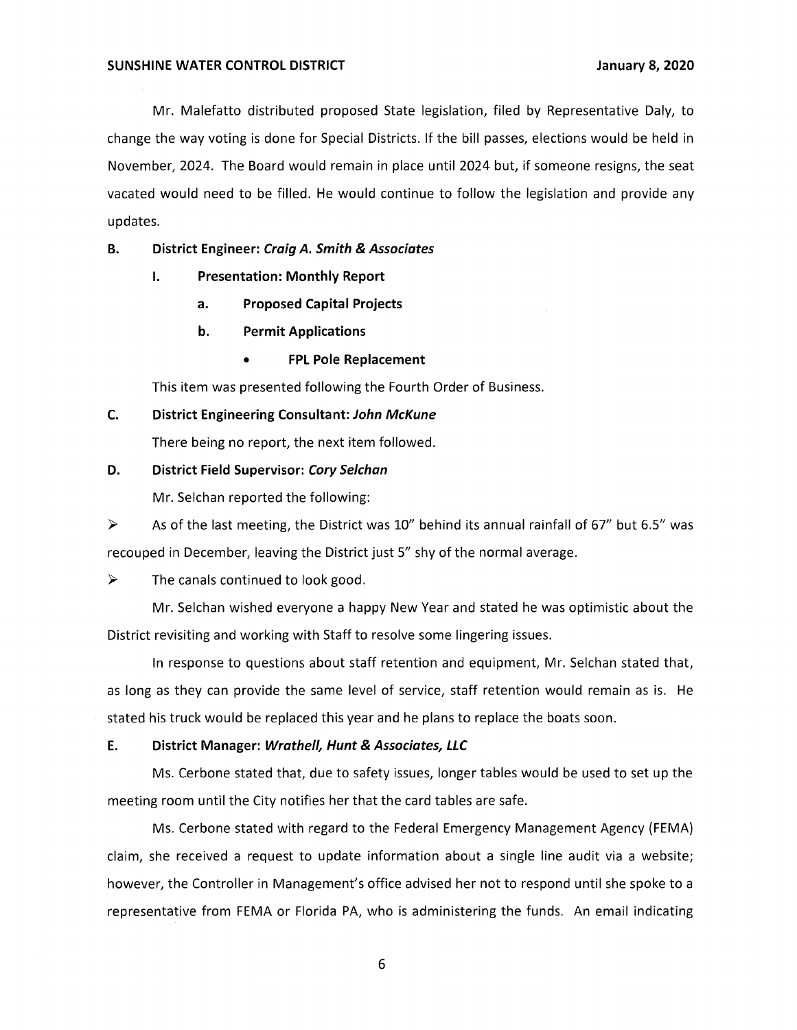Mr. Malefatto distributed proposed State legislation, filed by Representative Daly, to change the way voting is done for Special Districts. If the bill passes, elections would be held in November, 2024. The Board would remain in place until 2024 but, if someone resigns, the seat vacated would need to be filled. He would continue to follow the legislation and provide any updates.

**B. District Engineer: *Craig A. Smith & Associates***

**I. Presentation: Monthly Report**

**a. Proposed Capital Projects**

**b. Permit Applications**

- **FPL Pole Replacement**

This item was presented following the Fourth Order of Business.

**C. District Engineering Consultant: *John McKune***

There being no report, the next item followed.

**D. District Field Supervisor: *Cory Selchan***

Mr. Selchan reported the following:

➢ As of the last meeting, the District was 10" behind its annual rainfall of 67" but 6.5" was recouped in December, leaving the District just 5" shy of the normal average.

➢ The canals continued to look good.

Mr. Selchan wished everyone a happy New Year and stated he was optimistic about the District revisiting and working with Staff to resolve some lingering issues.

In response to questions about staff retention and equipment, Mr. Selchan stated that, as long as they can provide the same level of service, staff retention would remain as is. He stated his truck would be replaced this year and he plans to replace the boats soon.

**E. District Manager: *Wrathell, Hunt & Associates, LLC***

Ms. Cerbone stated that, due to safety issues, longer tables would be used to set up the meeting room until the City notifies her that the card tables are safe.

Ms. Cerbone stated with regard to the Federal Emergency Management Agency (FEMA) claim, she received a request to update information about a single line audit via a website; however, the Controller in Management's office advised her not to respond until she spoke to a representative from FEMA or Florida PA, who is administering the funds. An email indicating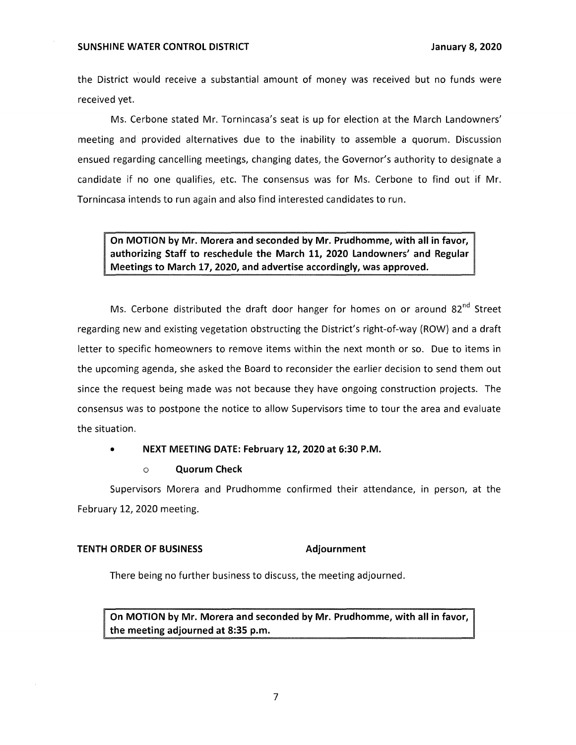the District would receive a substantial amount of money was received but no funds were received yet.

Ms. Cerbone stated Mr. Tornincasa's seat is up for election at the March Landowners' meeting and provided alternatives due to the inability to assemble a quorum. Discussion ensued regarding cancelling meetings, changing dates, the Governor's authority to designate a candidate if no one qualifies, etc. The consensus was for Ms. Cerbone to find out if Mr. Tornincasa intends to run again and also find interested candidates to run.

> **On MOTION by Mr. Morera and seconded by Mr. Prudhomme, with all in favor, authorizing Staff to reschedule the March 11, 2020 Landowners' and Regular Meetings to March 17, 2020, and advertise accordingly, was approved.**

Ms. Cerbone distributed the draft door hanger for homes on or around 82nd Street regarding new and existing vegetation obstructing the District's right-of-way (ROW) and a draft letter to specific homeowners to remove items within the next month or so. Due to items in the upcoming agenda, she asked the Board to reconsider the earlier decision to send them out since the request being made was not because they have ongoing construction projects. The consensus was to postpone the notice to allow Supervisors time to tour the area and evaluate the situation.

- **NEXT MEETING DATE: February 12, 2020 at 6:30 P.M.**
  - **Quorum Check**

Supervisors Morera and Prudhomme confirmed their attendance, in person, at the February 12, 2020 meeting.

**TENTH ORDER OF BUSINESS** **Adjournment**

There being no further business to discuss, the meeting adjourned.

> **On MOTION by Mr. Morera and seconded by Mr. Prudhomme, with all in favor, the meeting adjourned at 8:35 p.m.**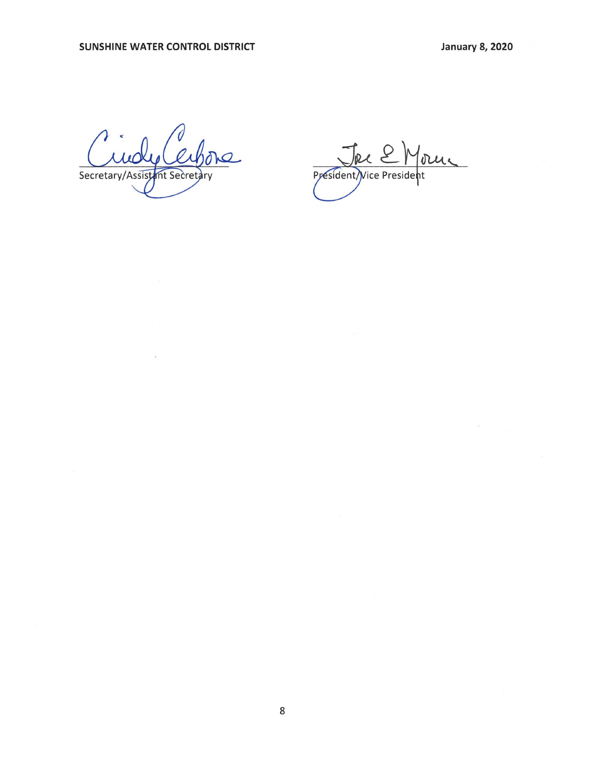Secretary/Assistant Secretary

President/Vice President